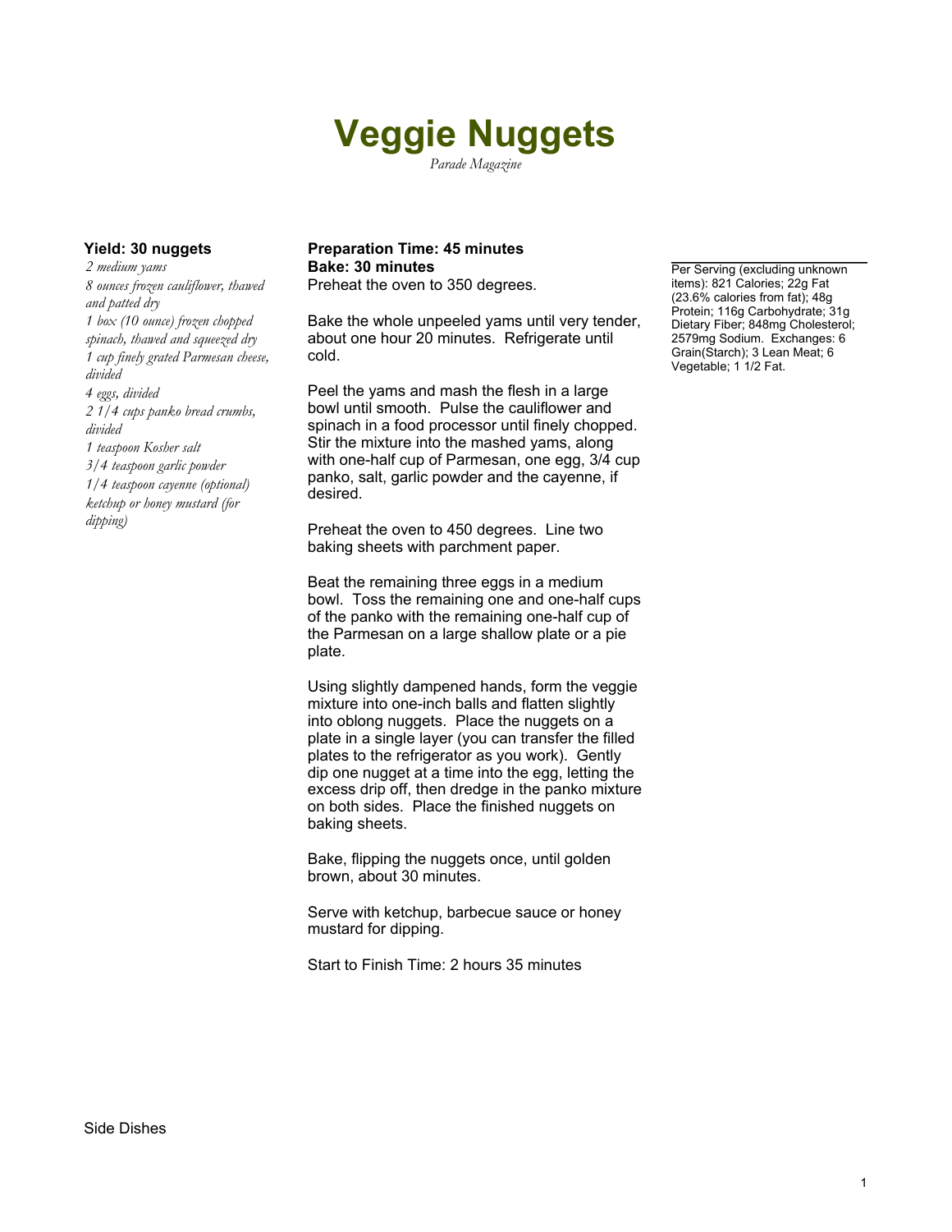# Veggie Nuggets

*Parade Magazine*

**Yield: 30 nuggets**

*2 medium yams*
*8 ounces frozen cauliflower, thawed and patted dry*
*1 box (10 ounce) frozen chopped spinach, thawed and squeezed dry*
*1 cup finely grated Parmesan cheese, divided*
*4 eggs, divided*
*2 1/4 cups panko bread crumbs, divided*
*1 teaspoon Kosher salt*
*3/4 teaspoon garlic powder*
*1/4 teaspoon cayenne (optional)*
*ketchup or honey mustard (for dipping)*

**Preparation Time: 45 minutes**
**Bake: 30 minutes**

Preheat the oven to 350 degrees.

Bake the whole unpeeled yams until very tender, about one hour 20 minutes. Refrigerate until cold.

Peel the yams and mash the flesh in a large bowl until smooth. Pulse the cauliflower and spinach in a food processor until finely chopped. Stir the mixture into the mashed yams, along with one-half cup of Parmesan, one egg, 3/4 cup panko, salt, garlic powder and the cayenne, if desired.

Preheat the oven to 450 degrees. Line two baking sheets with parchment paper.

Beat the remaining three eggs in a medium bowl. Toss the remaining one and one-half cups of the panko with the remaining one-half cup of the Parmesan on a large shallow plate or a pie plate.

Using slightly dampened hands, form the veggie mixture into one-inch balls and flatten slightly into oblong nuggets. Place the nuggets on a plate in a single layer (you can transfer the filled plates to the refrigerator as you work). Gently dip one nugget at a time into the egg, letting the excess drip off, then dredge in the panko mixture on both sides. Place the finished nuggets on baking sheets.

Bake, flipping the nuggets once, until golden brown, about 30 minutes.

Serve with ketchup, barbecue sauce or honey mustard for dipping.

Start to Finish Time: 2 hours 35 minutes

Per Serving (excluding unknown items): 821 Calories; 22g Fat (23.6% calories from fat); 48g Protein; 116g Carbohydrate; 31g Dietary Fiber; 848mg Cholesterol; 2579mg Sodium. Exchanges: 6 Grain(Starch); 3 Lean Meat; 6 Vegetable; 1 1/2 Fat.

Side Dishes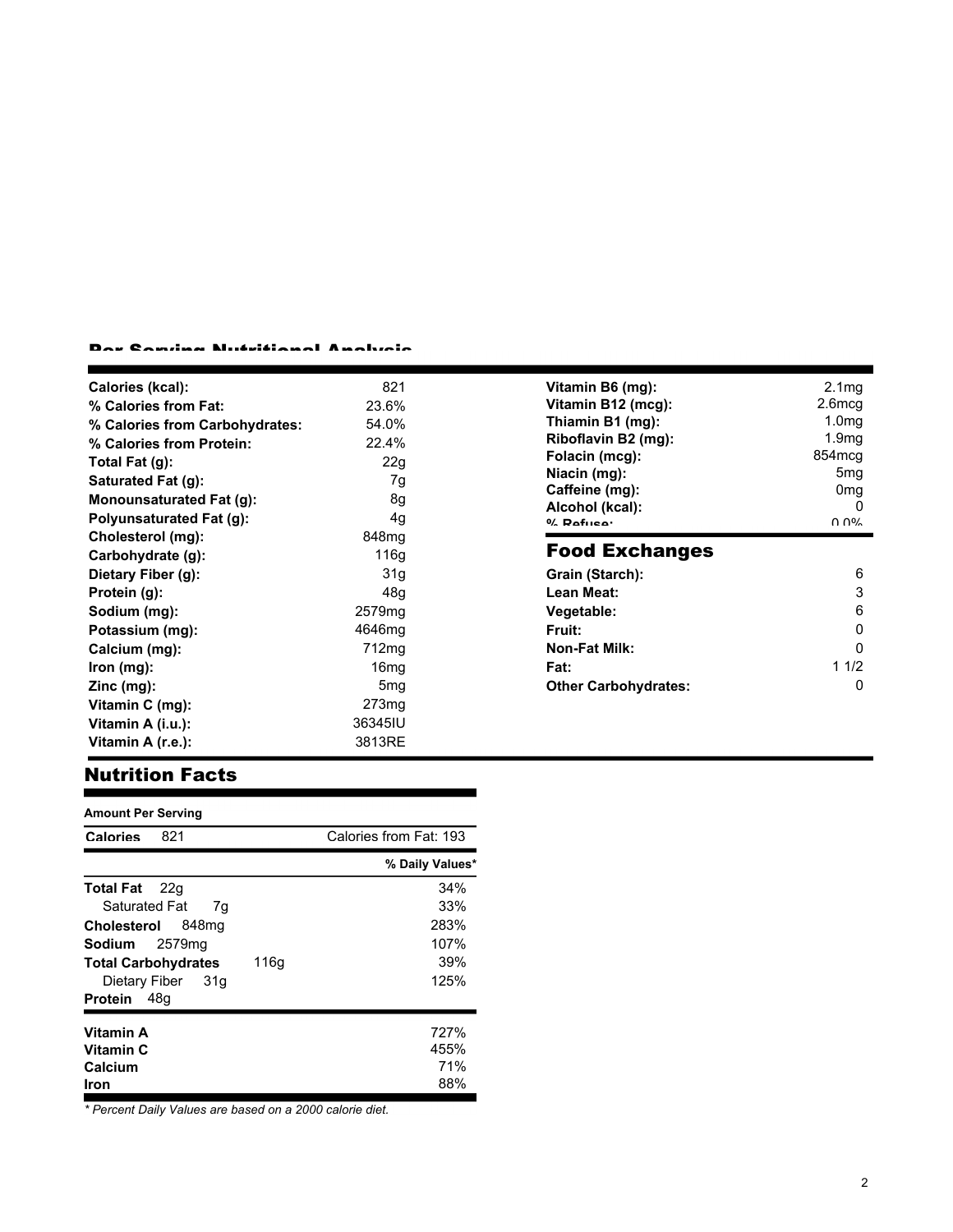## Per Serving Nutritional Analysis

| | |
|---|---|
| **Calories (kcal):** | 821 |
| **% Calories from Fat:** | 23.6% |
| **% Calories from Carbohydrates:** | 54.0% |
| **% Calories from Protein:** | 22.4% |
| **Total Fat (g):** | 22g |
| **Saturated Fat (g):** | 7g |
| **Monounsaturated Fat (g):** | 8g |
| **Polyunsaturated Fat (g):** | 4g |
| **Cholesterol (mg):** | 848mg |
| **Carbohydrate (g):** | 116g |
| **Dietary Fiber (g):** | 31g |
| **Protein (g):** | 48g |
| **Sodium (mg):** | 2579mg |
| **Potassium (mg):** | 4646mg |
| **Calcium (mg):** | 712mg |
| **Iron (mg):** | 16mg |
| **Zinc (mg):** | 5mg |
| **Vitamin C (mg):** | 273mg |
| **Vitamin A (i.u.):** | 36345IU |
| **Vitamin A (r.e.):** | 3813RE |
| **Vitamin B6 (mg):** | 2.1mg |
| **Vitamin B12 (mcg):** | 2.6mcg |
| **Thiamin B1 (mg):** | 1.0mg |
| **Riboflavin B2 (mg):** | 1.9mg |
| **Folacin (mcg):** | 854mcg |
| **Niacin (mg):** | 5mg |
| **Caffeine (mg):** | 0mg |
| **Alcohol (kcal):** | 0 |
| **% Refuse:** | 0.0% |

## Food Exchanges

| | |
|---|---|
| **Grain (Starch):** | 6 |
| **Lean Meat:** | 3 |
| **Vegetable:** | 6 |
| **Fruit:** | 0 |
| **Non-Fat Milk:** | 0 |
| **Fat:** | 1 1/2 |
| **Other Carbohydrates:** | 0 |

## Nutrition Facts

**Amount Per Serving**

| **Calories** 821 | Calories from Fat: 193 |
|---|---|
| | **% Daily Values*** |
| **Total Fat** 22g | 34% |
| Saturated Fat 7g | 33% |
| **Cholesterol** 848mg | 283% |
| **Sodium** 2579mg | 107% |
| **Total Carbohydrates** 116g | 39% |
| Dietary Fiber 31g | 125% |
| **Protein** 48g | |
| **Vitamin A** | 727% |
| **Vitamin C** | 455% |
| **Calcium** | 71% |
| **Iron** | 88% |

*\* Percent Daily Values are based on a 2000 calorie diet.*